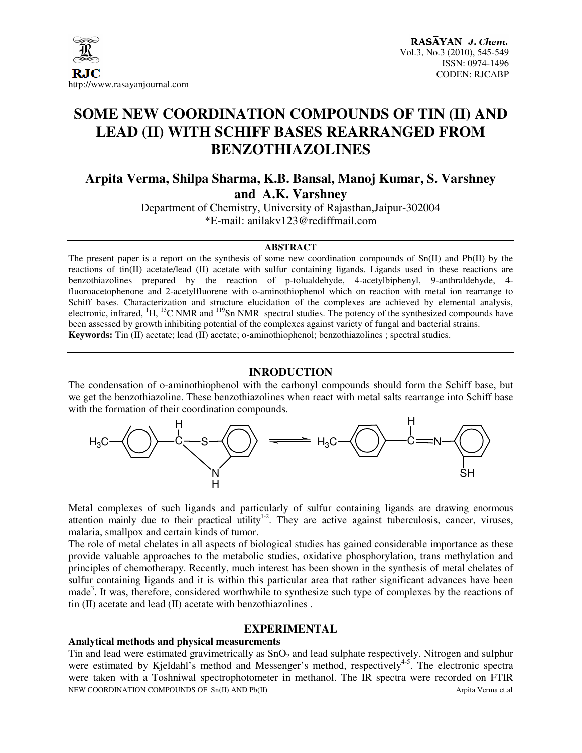# SOME NEW COORDINATION COMPOUNDS OF TIN (II) AND LEAD (II) WITH SCHIFF BASES REARRANGED FROM BENZOTHIAZOLINES

## Arpita Verma, Shilpa Sharma, K.B. Bansal, Manoj Kumar, S. Varshney and A.K. Varshney

Department of Chemistry, University of Rajasthan,Jaipur-302004

*E-mail: anilakv123@rediffmail.com

### ABSTRACT

The present paper is a report on the synthesis of some new coordination compounds of Sn(II) and Pb(II) by the reactions of tin(II) acetate/lead (II) acetate with sulfur containing ligands. Ligands used in these reactions are benzothiazolines prepared by the reaction of p-tolualdehyde, 4-acetylbiphenyl, 9-anthraldehyde, 4-fluoroacetophenone and 2-acetylfluorene with o-aminothiophenol which on reaction with metal ion rearrange to Schiff bases. Characterization and structure elucidation of the complexes are achieved by elemental analysis, electronic, infrared, $^{1}H$, $^{13}C$ NMR and $^{119}Sn$ NMR spectral studies. The potency of the synthesized compounds have been assessed by growth inhibiting potential of the complexes against variety of fungal and bacterial strains.

**Keywords:** Tin (II) acetate; lead (II) acetate; o-aminothiophenol; benzothiazolines ; spectral studies.

## INRODUCTION

The condensation of o-aminothiophenol with the carbonyl compounds should form the Schiff base, but we get the benzothiazoline. These benzothiazolines when react with metal salts rearrange into Schiff base with the formation of their coordination compounds.

Metal complexes of such ligands and particularly of sulfur containing ligands are drawing enormous attention mainly due to their practical utility[1-2]. They are active against tuberculosis, cancer, viruses, malaria, smallpox and certain kinds of tumor.

The role of metal chelates in all aspects of biological studies has gained considerable importance as these provide valuable approaches to the metabolic studies, oxidative phosphorylation, trans methylation and principles of chemotherapy. Recently, much interest has been shown in the synthesis of metal chelates of sulfur containing ligands and it is within this particular area that rather significant advances have been made[3]. It was, therefore, considered worthwhile to synthesize such type of complexes by the reactions of tin (II) acetate and lead (II) acetate with benzothiazolines .

## EXPERIMENTAL

### Analytical methods and physical measurements

Tin and lead were estimated gravimetrically as $SnO_2$ and lead sulphate respectively. Nitrogen and sulphur were estimated by Kjeldahl's method and Messenger's method, respectively[4-5]. The electronic spectra were taken with a Toshniwal spectrophotometer in methanol. The IR spectra were recorded on FTIR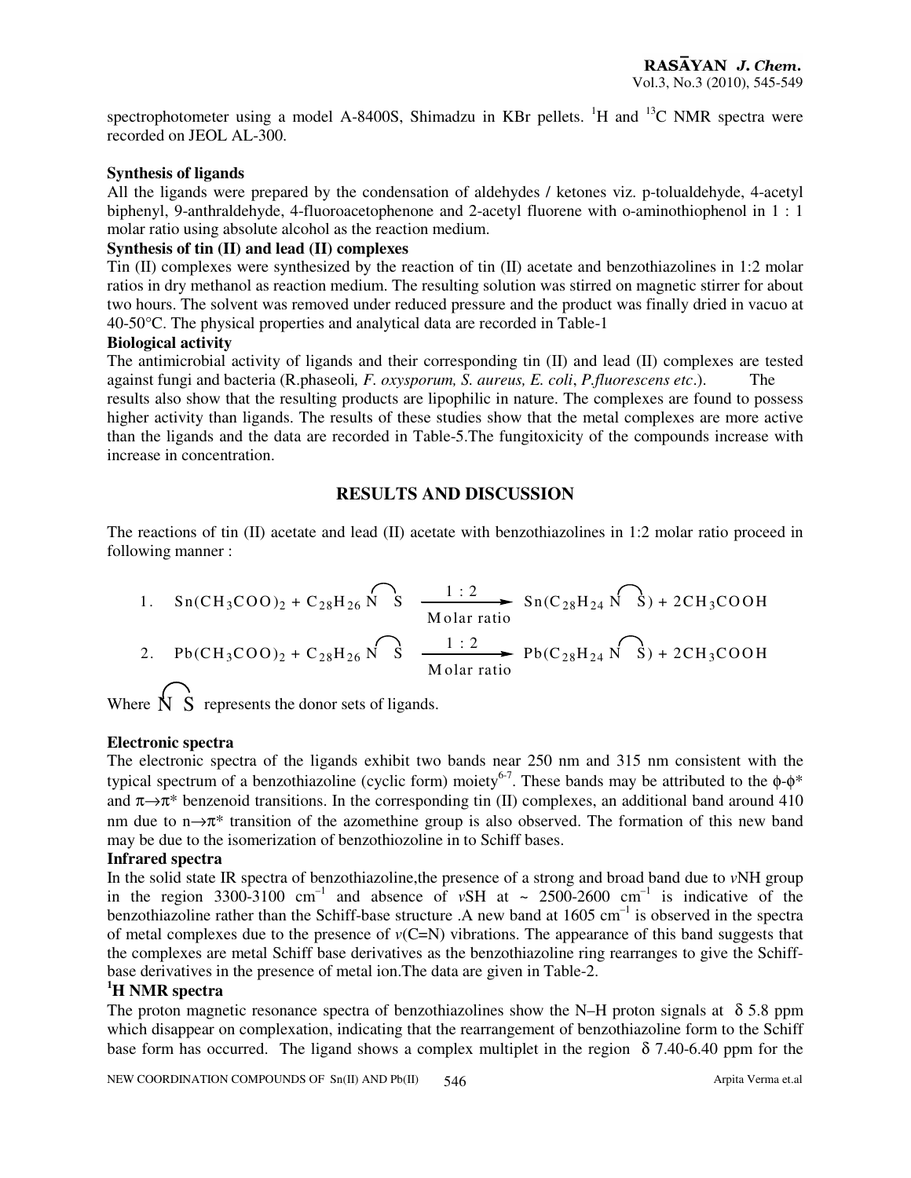spectrophotometer using a model A-8400S, Shimadzu in KBr pellets. $^{1}H$ and $^{13}C$ NMR spectra were recorded on JEOL AL-300.

**Synthesis of ligands**

All the ligands were prepared by the condensation of aldehydes / ketones viz. p-tolualdehyde, 4-acetyl biphenyl, 9-anthraldehyde, 4-fluoroacetophenone and 2-acetyl fluorene with o-aminothiophenol in 1 : 1 molar ratio using absolute alcohol as the reaction medium.

**Synthesis of tin (II) and lead (II) complexes**

Tin (II) complexes were synthesized by the reaction of tin (II) acetate and benzothiazolines in 1:2 molar ratios in dry methanol as reaction medium. The resulting solution was stirred on magnetic stirrer for about two hours. The solvent was removed under reduced pressure and the product was finally dried in vacuo at 40-50°C. The physical properties and analytical data are recorded in Table-1

**Biological activity**

The antimicrobial activity of ligands and their corresponding tin (II) and lead (II) complexes are tested against fungi and bacteria (R.phaseoli*, F. oxysporum, S. aureus, E. coli*, *P.fluorescens etc*.). The results also show that the resulting products are lipophilic in nature. The complexes are found to possess higher activity than ligands. The results of these studies show that the metal complexes are more active than the ligands and the data are recorded in Table-5.The fungitoxicity of the compounds increase with increase in concentration.

## RESULTS AND DISCUSSION

The reactions of tin (II) acetate and lead (II) acetate with benzothiazolines in 1:2 molar ratio proceed in following manner :

$$1.\quad Sn(CH_3COO)_2 + C_{28}H_{26}\overset{\frown}{N\ S} \xrightarrow[\text{Molar ratio}]{1:2} Sn(C_{28}H_{24}\overset{\frown}{N\ S}) + 2CH_3COOH$$

$$2.\quad Pb(CH_3COO)_2 + C_{28}H_{26}\overset{\frown}{N\ S} \xrightarrow[\text{Molar ratio}]{1:2} Pb(C_{28}H_{24}\overset{\frown}{N\ S}) + 2CH_3COOH$$

Where $\overset{\frown}{N\ S}$ represents the donor sets of ligands.

**Electronic spectra**

The electronic spectra of the ligands exhibit two bands near 250 nm and 315 nm consistent with the typical spectrum of a benzothiazoline (cyclic form) moiety[6-7]. These bands may be attributed to the $\phi$-$\phi^*$ and $\pi\rightarrow\pi^*$ benzenoid transitions. In the corresponding tin (II) complexes, an additional band around 410 nm due to $n\rightarrow\pi^*$ transition of the azomethine group is also observed. The formation of this new band may be due to the isomerization of benzothiozoline in to Schiff bases.

**Infrared spectra**

In the solid state IR spectra of benzothiazoline,the presence of a strong and broad band due to $\nu$NH group in the region 3300-3100 $cm^{-1}$ and absence of $\nu$SH at ~ 2500-2600 $cm^{-1}$ is indicative of the benzothiazoline rather than the Schiff-base structure .A new band at 1605 $cm^{-1}$ is observed in the spectra of metal complexes due to the presence of $\nu$(C=N) vibrations. The appearance of this band suggests that the complexes are metal Schiff base derivatives as the benzothiazoline ring rearranges to give the Schiff-base derivatives in the presence of metal ion.The data are given in Table-2.

**$^{1}$H NMR spectra**

The proton magnetic resonance spectra of benzothiazolines show the N–H proton signals at $\delta$ 5.8 ppm which disappear on complexation, indicating that the rearrangement of benzothiazoline form to the Schiff base form has occurred. The ligand shows a complex multiplet in the region $\delta$ 7.40-6.40 ppm for the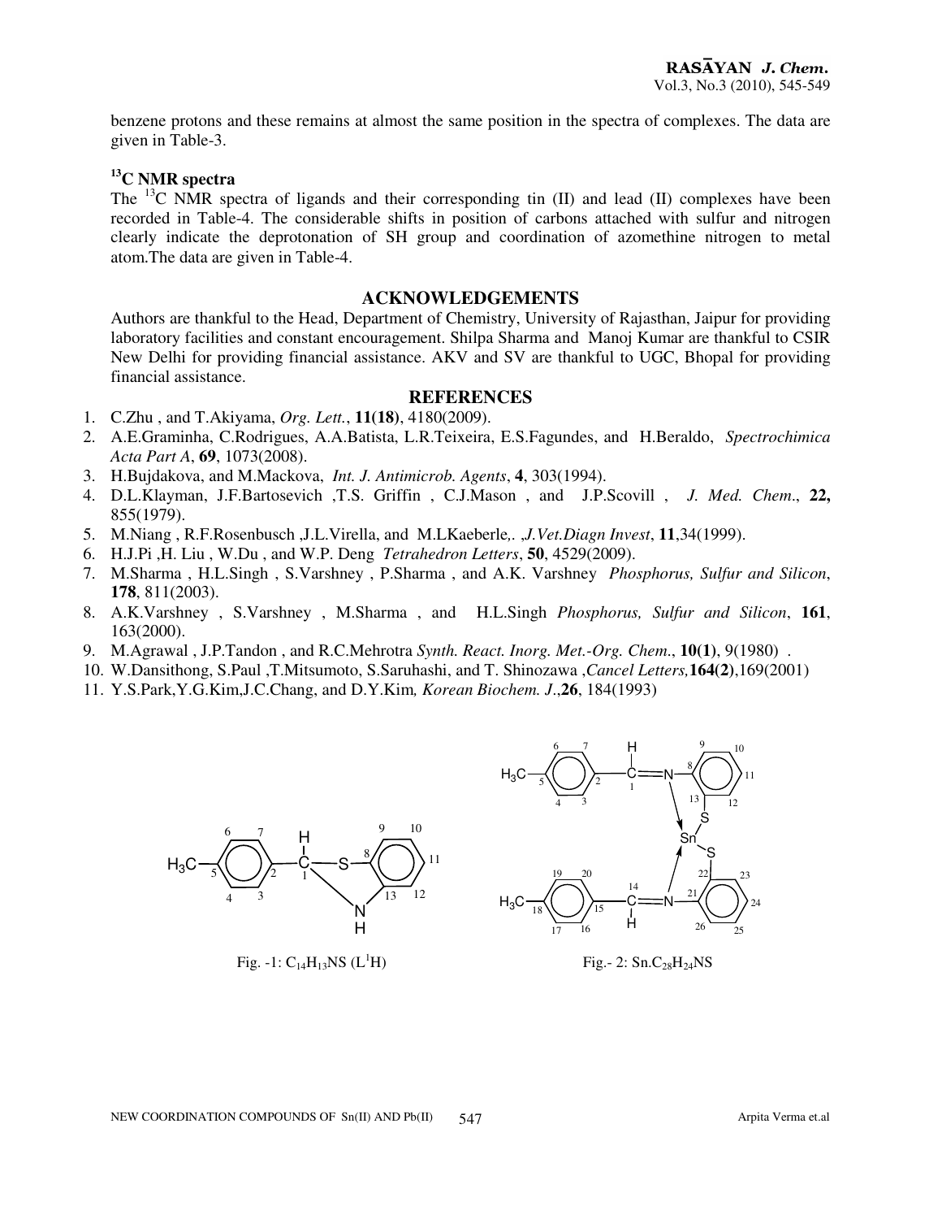benzene protons and these remains at almost the same position in the spectra of complexes. The data are given in Table-3.

### $^{13}C$ NMR spectra

The $^{13}C$ NMR spectra of ligands and their corresponding tin (II) and lead (II) complexes have been recorded in Table-4. The considerable shifts in position of carbons attached with sulfur and nitrogen clearly indicate the deprotonation of SH group and coordination of azomethine nitrogen to metal atom.The data are given in Table-4.

## ACKNOWLEDGEMENTS

Authors are thankful to the Head, Department of Chemistry, University of Rajasthan, Jaipur for providing laboratory facilities and constant encouragement. Shilpa Sharma and Manoj Kumar are thankful to CSIR New Delhi for providing financial assistance. AKV and SV are thankful to UGC, Bhopal for providing financial assistance.

## REFERENCES

1. C.Zhu , and T.Akiyama, *Org. Lett.*, **11(18)**, 4180(2009).
2. A.E.Graminha, C.Rodrigues, A.A.Batista, L.R.Teixeira, E.S.Fagundes, and H.Beraldo, *Spectrochimica Acta Part A*, **69**, 1073(2008).
3. H.Bujdakova, and M.Mackova, *Int. J. Antimicrob. Agents*, **4**, 303(1994).
4. D.L.Klayman, J.F.Bartosevich ,T.S. Griffin , C.J.Mason , and J.P.Scovill , *J. Med. Chem.*, **22,** 855(1979).
5. M.Niang , R.F.Rosenbusch ,J.L.Virella, and M.LKaeberle,. ,*J.Vet.Diagn Invest*, **11**,34(1999).
6. H.J.Pi ,H. Liu , W.Du , and W.P. Deng *Tetrahedron Letters*, **50**, 4529(2009).
7. M.Sharma , H.L.Singh , S.Varshney , P.Sharma , and A.K. Varshney *Phosphorus, Sulfur and Silicon*, **178**, 811(2003).
8. A.K.Varshney , S.Varshney , M.Sharma , and H.L.Singh *Phosphorus, Sulfur and Silicon*, **161**, 163(2000).
9. M.Agrawal , J.P.Tandon , and R.C.Mehrotra *Synth. React. Inorg. Met.-Org. Chem.*, **10(1)**, 9(1980) .
10. W.Dansithong, S.Paul ,T.Mitsumoto, S.Saruhashi, and T. Shinozawa ,*Cancel Letters,***164(2)**,169(2001)
11. Y.S.Park,Y.G.Kim,J.C.Chang, and D.Y.Kim*, Korean Biochem. J*.,**26**, 184(1993)

Fig. -1: $C_{14}H_{13}NS$ ($L^1H$)

Fig.- 2: $Sn.C_{28}H_{24}NS$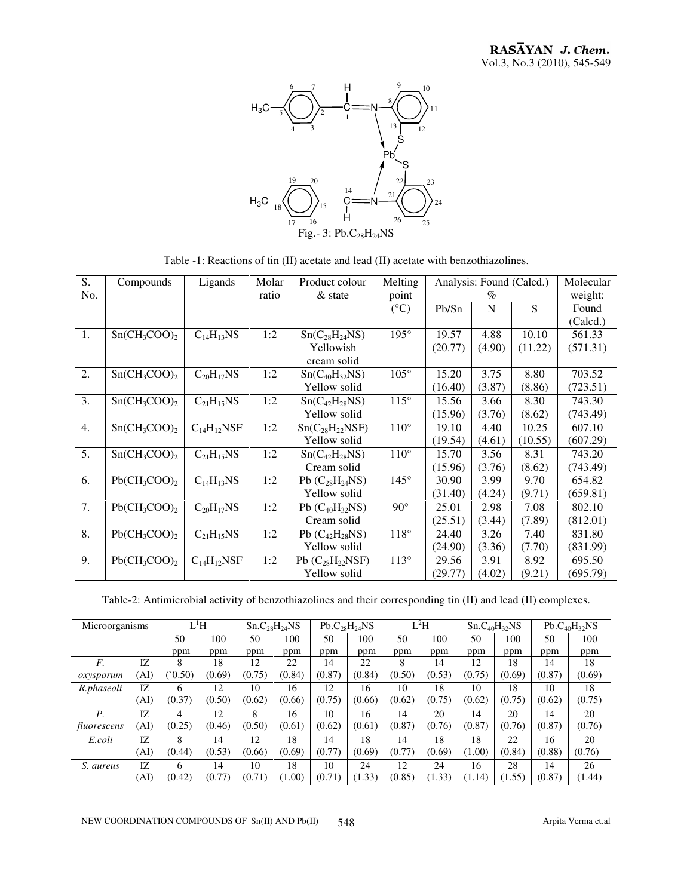Fig.- 3: Pb.$C_{28}H_{24}NS$

Table -1: Reactions of tin (II) acetate and lead (II) acetate with benzothiazolines.

| S. No. | Compounds | Ligands | Molar ratio | Product colour & state | Melting point (°C) | Analysis: Found (Calcd.) % Pb/Sn | N | S | Molecular weight: Found (Calcd.) |
|---|---|---|---|---|---|---|---|---|---|
| 1. | $Sn(CH_3COO)_2$ | $C_{14}H_{13}NS$ | 1:2 | $Sn(C_{28}H_{24}NS)$ Yellowish cream solid | 195° | 19.57 (20.77) | 4.88 (4.90) | 10.10 (11.22) | 561.33 (571.31) |
| 2. | $Sn(CH_3COO)_2$ | $C_{20}H_{17}NS$ | 1:2 | $Sn(C_{40}H_{32}NS)$ Yellow solid | 105° | 15.20 (16.40) | 3.75 (3.87) | 8.80 (8.86) | 703.52 (723.51) |
| 3. | $Sn(CH_3COO)_2$ | $C_{21}H_{15}NS$ | 1:2 | $Sn(C_{42}H_{28}NS)$ Yellow solid | 115° | 15.56 (15.96) | 3.66 (3.76) | 8.30 (8.62) | 743.30 (743.49) |
| 4. | $Sn(CH_3COO)_2$ | $C_{14}H_{12}NSF$ | 1:2 | $Sn(C_{28}H_{22}NSF)$ Yellow solid | 110° | 19.10 (19.54) | 4.40 (4.61) | 10.25 (10.55) | 607.10 (607.29) |
| 5. | $Sn(CH_3COO)_2$ | $C_{21}H_{15}NS$ | 1:2 | $Sn(C_{42}H_{28}NS)$ Cream solid | 110° | 15.70 (15.96) | 3.56 (3.76) | 8.31 (8.62) | 743.20 (743.49) |
| 6. | $Pb(CH_3COO)_2$ | $C_{14}H_{13}NS$ | 1:2 | Pb $(C_{28}H_{24}NS)$ Yellow solid | 145° | 30.90 (31.40) | 3.99 (4.24) | 9.70 (9.71) | 654.82 (659.81) |
| 7. | $Pb(CH_3COO)_2$ | $C_{20}H_{17}NS$ | 1:2 | Pb $(C_{40}H_{32}NS)$ Cream solid | 90° | 25.01 (25.51) | 2.98 (3.44) | 7.08 (7.89) | 802.10 (812.01) |
| 8. | $Pb(CH_3COO)_2$ | $C_{21}H_{15}NS$ | 1:2 | Pb $(C_{42}H_{28}NS)$ Yellow solid | 118° | 24.40 (24.90) | 3.26 (3.36) | 7.40 (7.70) | 831.80 (831.99) |
| 9. | $Pb(CH_3COO)_2$ | $C_{14}H_{12}NSF$ | 1:2 | Pb $(C_{28}H_{22}NSF)$ Yellow solid | 113° | 29.56 (29.77) | 3.91 (4.02) | 8.92 (9.21) | 695.50 (695.79) |

Table-2: Antimicrobial activity of benzothiazolines and their corresponding tin (II) and lead (II) complexes.

| Microorganisms | | $L^1H$ | | Sn.$C_{28}H_{24}NS$ | | Pb.$C_{28}H_{24}NS$ | | $L^2H$ | | Sn.$C_{40}H_{32}NS$ | | Pb.$C_{40}H_{32}NS$ | |
|---|---|---|---|---|---|---|---|---|---|---|---|---|---|
| | | 50 ppm | 100 ppm | 50 ppm | 100 ppm | 50 ppm | 100 ppm | 50 ppm | 100 ppm | 50 ppm | 100 ppm | 50 ppm | 100 ppm |
| *F. oxysporum* | IZ (AI) | 8 (`0.50) | 18 (0.69) | 12 (0.75) | 22 (0.84) | 14 (0.87) | 22 (0.84) | 8 (0.50) | 14 (0.53) | 12 (0.75) | 18 (0.69) | 14 (0.87) | 18 (0.69) |
| *R.phaseoli* | IZ (AI) | 6 (0.37) | 12 (0.50) | 10 (0.62) | 16 (0.66) | 12 (0.75) | 16 (0.66) | 10 (0.62) | 18 (0.75) | 10 (0.62) | 18 (0.75) | 10 (0.62) | 18 (0.75) |
| *P. fluorescens* | IZ (AI) | 4 (0.25) | 12 (0.46) | 8 (0.50) | 16 (0.61) | 10 (0.62) | 16 (0.61) | 14 (0.87) | 20 (0.76) | 14 (0.87) | 20 (0.76) | 14 (0.87) | 20 (0.76) |
| *E.coli* | IZ (AI) | 8 (0.44) | 14 (0.53) | 12 (0.66) | 18 (0.69) | 14 (0.77) | 18 (0.69) | 14 (0.77) | 18 (0.69) | 18 (1.00) | 22 (0.84) | 16 (0.88) | 20 (0.76) |
| *S. aureus* | IZ (AI) | 6 (0.42) | 14 (0.77) | 10 (0.71) | 18 (1.00) | 10 (0.71) | 24 (1.33) | 12 (0.85) | 24 (1.33) | 16 (1.14) | 28 (1.55) | 14 (0.87) | 26 (1.44) |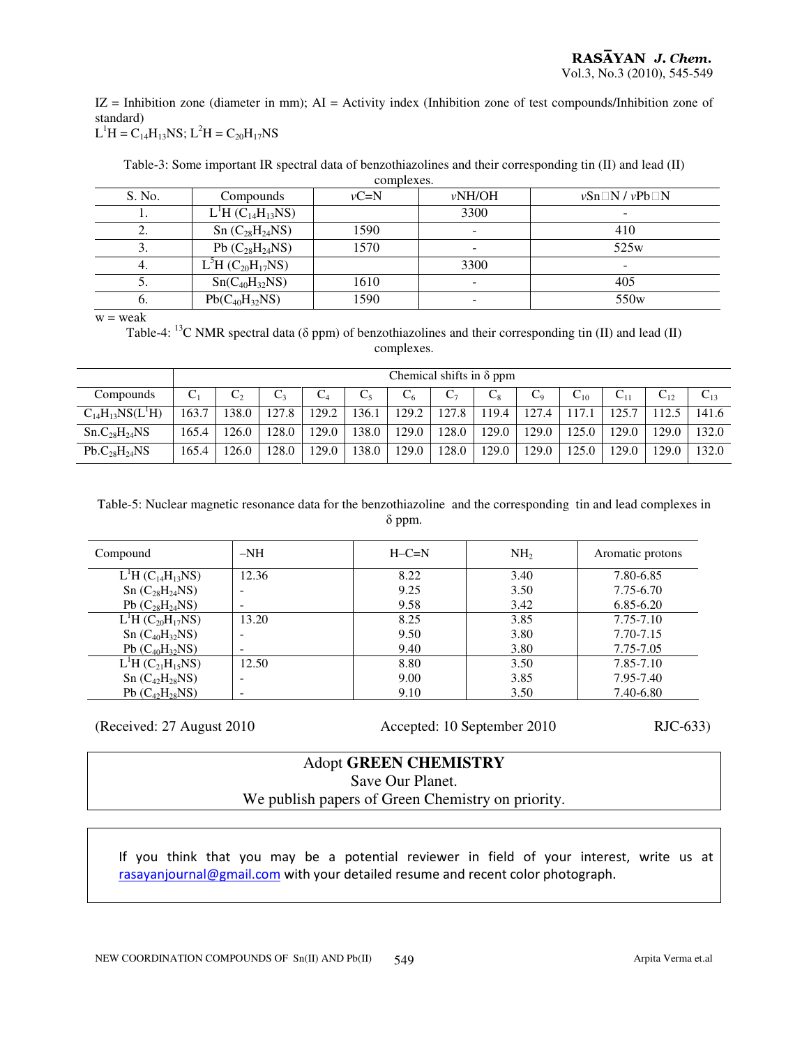IZ = Inhibition zone (diameter in mm); AI = Activity index (Inhibition zone of test compounds/Inhibition zone of standard)

$L^1H = C_{14}H_{13}NS$; $L^2H = C_{20}H_{17}NS$

Table-3: Some important IR spectral data of benzothiazolines and their corresponding tin (II) and lead (II) complexes.

| S. No. | Compounds | $\nu$C=N | $\nu$NH/OH | $\nu$Sn□N / $\nu$Pb□N |
|---|---|---|---|---|
| 1. | $L^1H$ ($C_{14}H_{13}NS$) | | 3300 | - |
| 2. | Sn ($C_{28}H_{24}NS$) | 1590 | - | 410 |
| 3. | Pb ($C_{28}H_{24}NS$) | 1570 | - | 525w |
| 4. | $L^5H$ ($C_{20}H_{17}NS$) | | 3300 | - |
| 5. | Sn($C_{40}H_{32}NS$) | 1610 | - | 405 |
| 6. | Pb($C_{40}H_{32}NS$) | 1590 | - | 550w |

w = weak

Table-4: $^{13}C$ NMR spectral data (δ ppm) of benzothiazolines and their corresponding tin (II) and lead (II) complexes.

| | Chemical shifts in δ ppm | | | | | | | | | | | | |
|---|---|---|---|---|---|---|---|---|---|---|---|---|---|
| Compounds | $C_1$ | $C_2$ | $C_3$ | $C_4$ | $C_5$ | $C_6$ | $C_7$ | $C_8$ | $C_9$ | $C_{10}$ | $C_{11}$ | $C_{12}$ | $C_{13}$ |
| $C_{14}H_{13}NS(L^1H)$ | 163.7 | 138.0 | 127.8 | 129.2 | 136.1 | 129.2 | 127.8 | 119.4 | 127.4 | 117.1 | 125.7 | 112.5 | 141.6 |
| Sn.$C_{28}H_{24}NS$ | 165.4 | 126.0 | 128.0 | 129.0 | 138.0 | 129.0 | 128.0 | 129.0 | 129.0 | 125.0 | 129.0 | 129.0 | 132.0 |
| Pb.$C_{28}H_{24}NS$ | 165.4 | 126.0 | 128.0 | 129.0 | 138.0 | 129.0 | 128.0 | 129.0 | 129.0 | 125.0 | 129.0 | 129.0 | 132.0 |

Table-5: Nuclear magnetic resonance data for the benzothiazoline and the corresponding tin and lead complexes in δ ppm.

| Compound | –NH | H–C=N | $NH_2$ | Aromatic protons |
|---|---|---|---|---|
| $L^1H$ ($C_{14}H_{13}NS$) | 12.36 | 8.22 | 3.40 | 7.80-6.85 |
| Sn ($C_{28}H_{24}NS$) | - | 9.25 | 3.50 | 7.75-6.70 |
| Pb ($C_{28}H_{24}NS$) | - | 9.58 | 3.42 | 6.85-6.20 |
| $L^1H$ ($C_{20}H_{17}NS$) | 13.20 | 8.25 | 3.85 | 7.75-7.10 |
| Sn ($C_{40}H_{32}NS$) | - | 9.50 | 3.80 | 7.70-7.15 |
| Pb ($C_{40}H_{32}NS$) | - | 9.40 | 3.80 | 7.75-7.05 |
| $L^1H$ ($C_{21}H_{15}NS$) | 12.50 | 8.80 | 3.50 | 7.85-7.10 |
| Sn ($C_{42}H_{28}NS$) | - | 9.00 | 3.85 | 7.95-7.40 |
| Pb ($C_{42}H_{28}NS$) | - | 9.10 | 3.50 | 7.40-6.80 |

(Received: 27 August 2010 Accepted: 10 September 2010 RJC-633)

Adopt **GREEN CHEMISTRY**
Save Our Planet.
We publish papers of Green Chemistry on priority.

If you think that you may be a potential reviewer in field of your interest, write us at rasayanjournal@gmail.com with your detailed resume and recent color photograph.